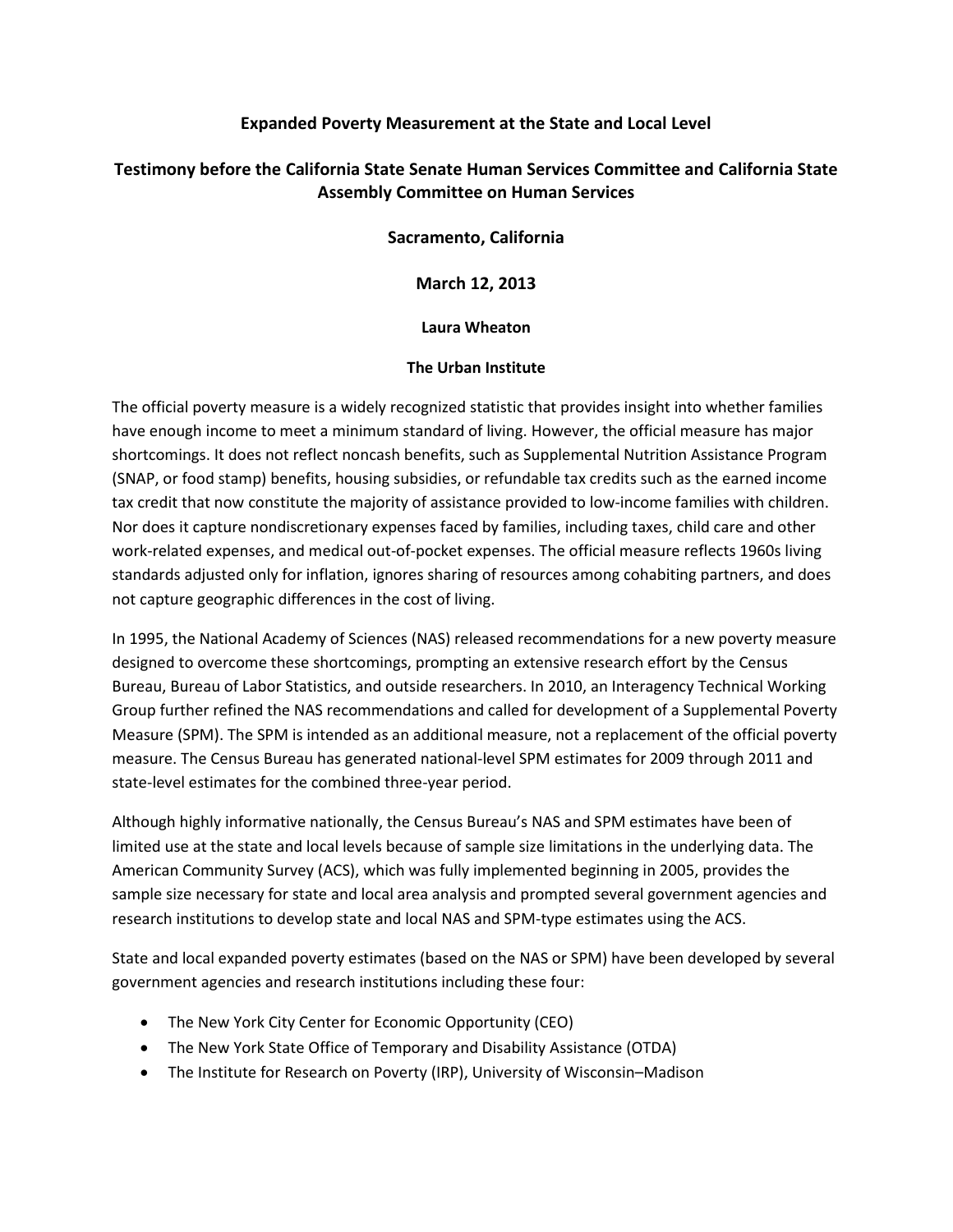# Expanded Poverty Measurement at the State and Local Level

## Testimony before the California State Senate Human Services Committee and California State Assembly Committee on Human Services

## Sacramento, California

## March 12, 2013

### Laura Wheaton

### The Urban Institute

The official poverty measure is a widely recognized statistic that provides insight into whether families have enough income to meet a minimum standard of living. However, the official measure has major shortcomings. It does not reflect noncash benefits, such as Supplemental Nutrition Assistance Program (SNAP, or food stamp) benefits, housing subsidies, or refundable tax credits such as the earned income tax credit that now constitute the majority of assistance provided to low-income families with children. Nor does it capture nondiscretionary expenses faced by families, including taxes, child care and other work-related expenses, and medical out-of-pocket expenses. The official measure reflects 1960s living standards adjusted only for inflation, ignores sharing of resources among cohabiting partners, and does not capture geographic differences in the cost of living.

In 1995, the National Academy of Sciences (NAS) released recommendations for a new poverty measure designed to overcome these shortcomings, prompting an extensive research effort by the Census Bureau, Bureau of Labor Statistics, and outside researchers. In 2010, an Interagency Technical Working Group further refined the NAS recommendations and called for development of a Supplemental Poverty Measure (SPM). The SPM is intended as an additional measure, not a replacement of the official poverty measure. The Census Bureau has generated national-level SPM estimates for 2009 through 2011 and state-level estimates for the combined three-year period.

Although highly informative nationally, the Census Bureau's NAS and SPM estimates have been of limited use at the state and local levels because of sample size limitations in the underlying data. The American Community Survey (ACS), which was fully implemented beginning in 2005, provides the sample size necessary for state and local area analysis and prompted several government agencies and research institutions to develop state and local NAS and SPM-type estimates using the ACS.

State and local expanded poverty estimates (based on the NAS or SPM) have been developed by several government agencies and research institutions including these four:

- The New York City Center for Economic Opportunity (CEO)
- The New York State Office of Temporary and Disability Assistance (OTDA)
- The Institute for Research on Poverty (IRP), University of Wisconsin–Madison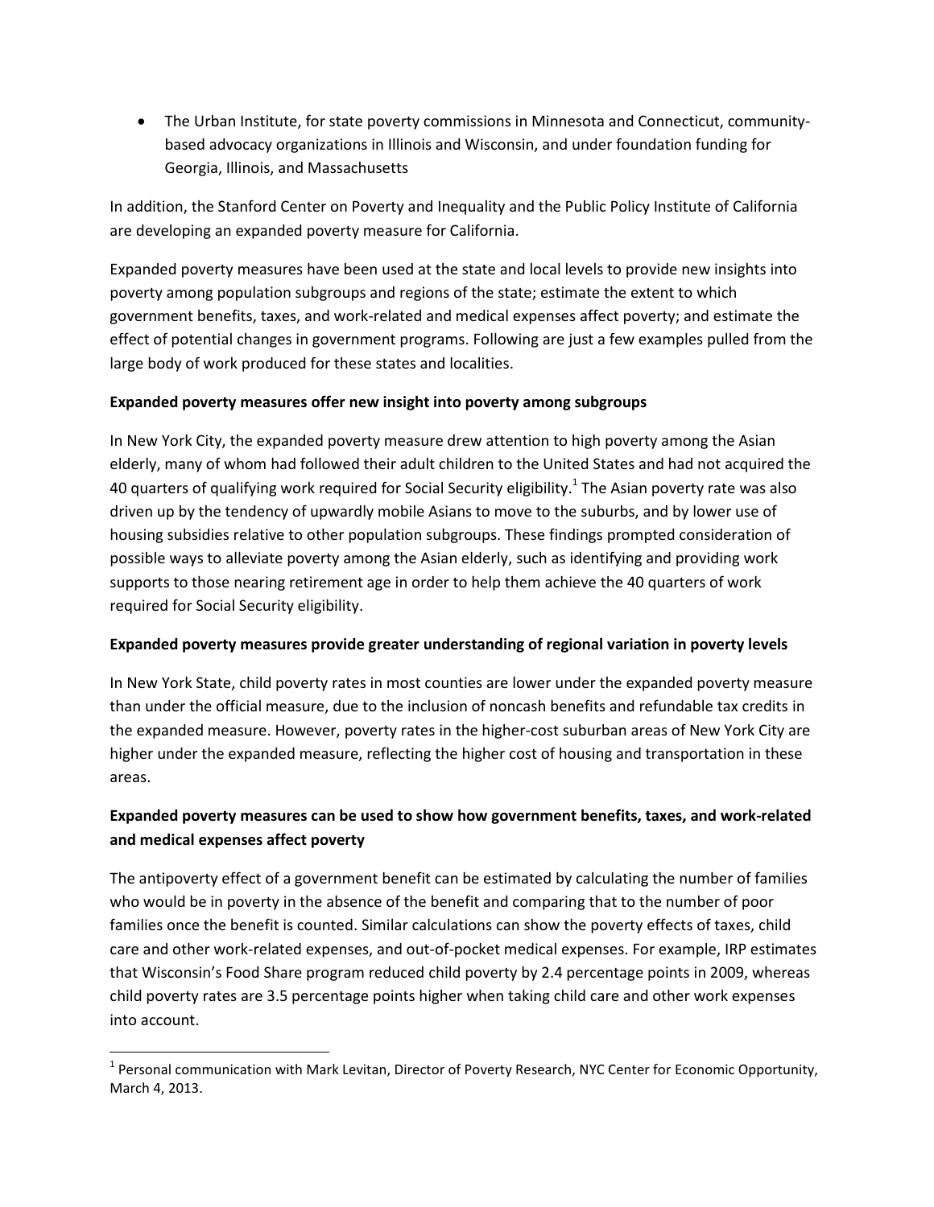- The Urban Institute, for state poverty commissions in Minnesota and Connecticut, community-based advocacy organizations in Illinois and Wisconsin, and under foundation funding for Georgia, Illinois, and Massachusetts

In addition, the Stanford Center on Poverty and Inequality and the Public Policy Institute of California are developing an expanded poverty measure for California.

Expanded poverty measures have been used at the state and local levels to provide new insights into poverty among population subgroups and regions of the state; estimate the extent to which government benefits, taxes, and work-related and medical expenses affect poverty; and estimate the effect of potential changes in government programs. Following are just a few examples pulled from the large body of work produced for these states and localities.

**Expanded poverty measures offer new insight into poverty among subgroups**

In New York City, the expanded poverty measure drew attention to high poverty among the Asian elderly, many of whom had followed their adult children to the United States and had not acquired the 40 quarters of qualifying work required for Social Security eligibility.[1] The Asian poverty rate was also driven up by the tendency of upwardly mobile Asians to move to the suburbs, and by lower use of housing subsidies relative to other population subgroups. These findings prompted consideration of possible ways to alleviate poverty among the Asian elderly, such as identifying and providing work supports to those nearing retirement age in order to help them achieve the 40 quarters of work required for Social Security eligibility.

**Expanded poverty measures provide greater understanding of regional variation in poverty levels**

In New York State, child poverty rates in most counties are lower under the expanded poverty measure than under the official measure, due to the inclusion of noncash benefits and refundable tax credits in the expanded measure. However, poverty rates in the higher-cost suburban areas of New York City are higher under the expanded measure, reflecting the higher cost of housing and transportation in these areas.

**Expanded poverty measures can be used to show how government benefits, taxes, and work-related and medical expenses affect poverty**

The antipoverty effect of a government benefit can be estimated by calculating the number of families who would be in poverty in the absence of the benefit and comparing that to the number of poor families once the benefit is counted. Similar calculations can show the poverty effects of taxes, child care and other work-related expenses, and out-of-pocket medical expenses. For example, IRP estimates that Wisconsin's Food Share program reduced child poverty by 2.4 percentage points in 2009, whereas child poverty rates are 3.5 percentage points higher when taking child care and other work expenses into account.

---

[1] Personal communication with Mark Levitan, Director of Poverty Research, NYC Center for Economic Opportunity, March 4, 2013.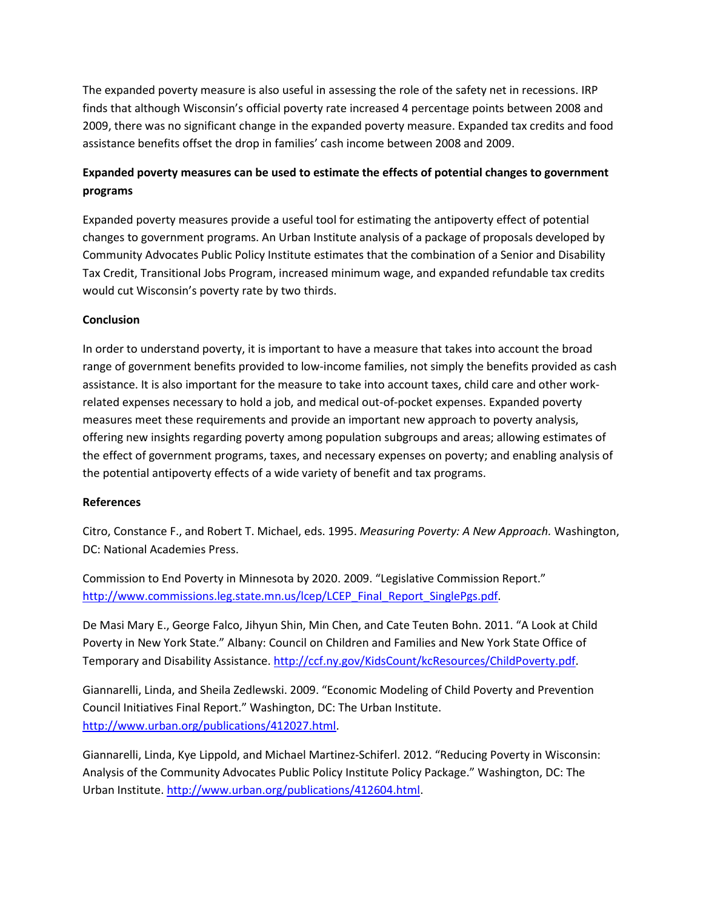The expanded poverty measure is also useful in assessing the role of the safety net in recessions. IRP finds that although Wisconsin's official poverty rate increased 4 percentage points between 2008 and 2009, there was no significant change in the expanded poverty measure. Expanded tax credits and food assistance benefits offset the drop in families' cash income between 2008 and 2009.

**Expanded poverty measures can be used to estimate the effects of potential changes to government programs**

Expanded poverty measures provide a useful tool for estimating the antipoverty effect of potential changes to government programs. An Urban Institute analysis of a package of proposals developed by Community Advocates Public Policy Institute estimates that the combination of a Senior and Disability Tax Credit, Transitional Jobs Program, increased minimum wage, and expanded refundable tax credits would cut Wisconsin's poverty rate by two thirds.

**Conclusion**

In order to understand poverty, it is important to have a measure that takes into account the broad range of government benefits provided to low-income families, not simply the benefits provided as cash assistance. It is also important for the measure to take into account taxes, child care and other work-related expenses necessary to hold a job, and medical out-of-pocket expenses. Expanded poverty measures meet these requirements and provide an important new approach to poverty analysis, offering new insights regarding poverty among population subgroups and areas; allowing estimates of the effect of government programs, taxes, and necessary expenses on poverty; and enabling analysis of the potential antipoverty effects of a wide variety of benefit and tax programs.

**References**

Citro, Constance F., and Robert T. Michael, eds. 1995. *Measuring Poverty: A New Approach.* Washington, DC: National Academies Press.

Commission to End Poverty in Minnesota by 2020. 2009. "Legislative Commission Report." http://www.commissions.leg.state.mn.us/lcep/LCEP_Final_Report_SinglePgs.pdf.

De Masi Mary E., George Falco, Jihyun Shin, Min Chen, and Cate Teuten Bohn. 2011. "A Look at Child Poverty in New York State." Albany: Council on Children and Families and New York State Office of Temporary and Disability Assistance. http://ccf.ny.gov/KidsCount/kcResources/ChildPoverty.pdf.

Giannarelli, Linda, and Sheila Zedlewski. 2009. "Economic Modeling of Child Poverty and Prevention Council Initiatives Final Report." Washington, DC: The Urban Institute. http://www.urban.org/publications/412027.html.

Giannarelli, Linda, Kye Lippold, and Michael Martinez-Schiferl. 2012. "Reducing Poverty in Wisconsin: Analysis of the Community Advocates Public Policy Institute Policy Package." Washington, DC: The Urban Institute. http://www.urban.org/publications/412604.html.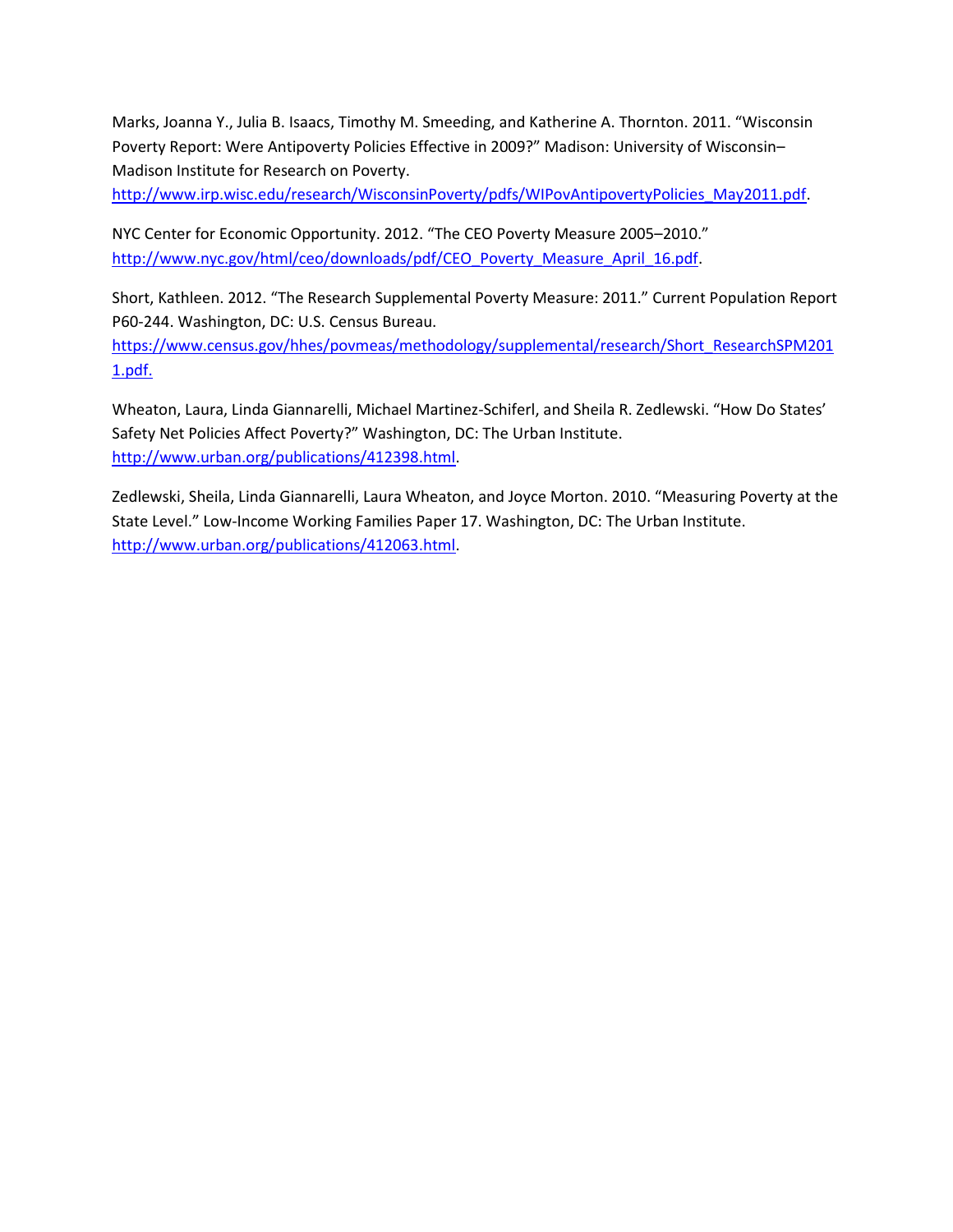Marks, Joanna Y., Julia B. Isaacs, Timothy M. Smeeding, and Katherine A. Thornton. 2011. "Wisconsin Poverty Report: Were Antipoverty Policies Effective in 2009?" Madison: University of Wisconsin–Madison Institute for Research on Poverty. http://www.irp.wisc.edu/research/WisconsinPoverty/pdfs/WIPovAntipovertyPolicies_May2011.pdf.

NYC Center for Economic Opportunity. 2012. "The CEO Poverty Measure 2005–2010." http://www.nyc.gov/html/ceo/downloads/pdf/CEO_Poverty_Measure_April_16.pdf.

Short, Kathleen. 2012. "The Research Supplemental Poverty Measure: 2011." Current Population Report P60-244. Washington, DC: U.S. Census Bureau. https://www.census.gov/hhes/povmeas/methodology/supplemental/research/Short_ResearchSPM2011.pdf.

Wheaton, Laura, Linda Giannarelli, Michael Martinez-Schiferl, and Sheila R. Zedlewski. "How Do States' Safety Net Policies Affect Poverty?" Washington, DC: The Urban Institute. http://www.urban.org/publications/412398.html.

Zedlewski, Sheila, Linda Giannarelli, Laura Wheaton, and Joyce Morton. 2010. "Measuring Poverty at the State Level." Low-Income Working Families Paper 17. Washington, DC: The Urban Institute. http://www.urban.org/publications/412063.html.